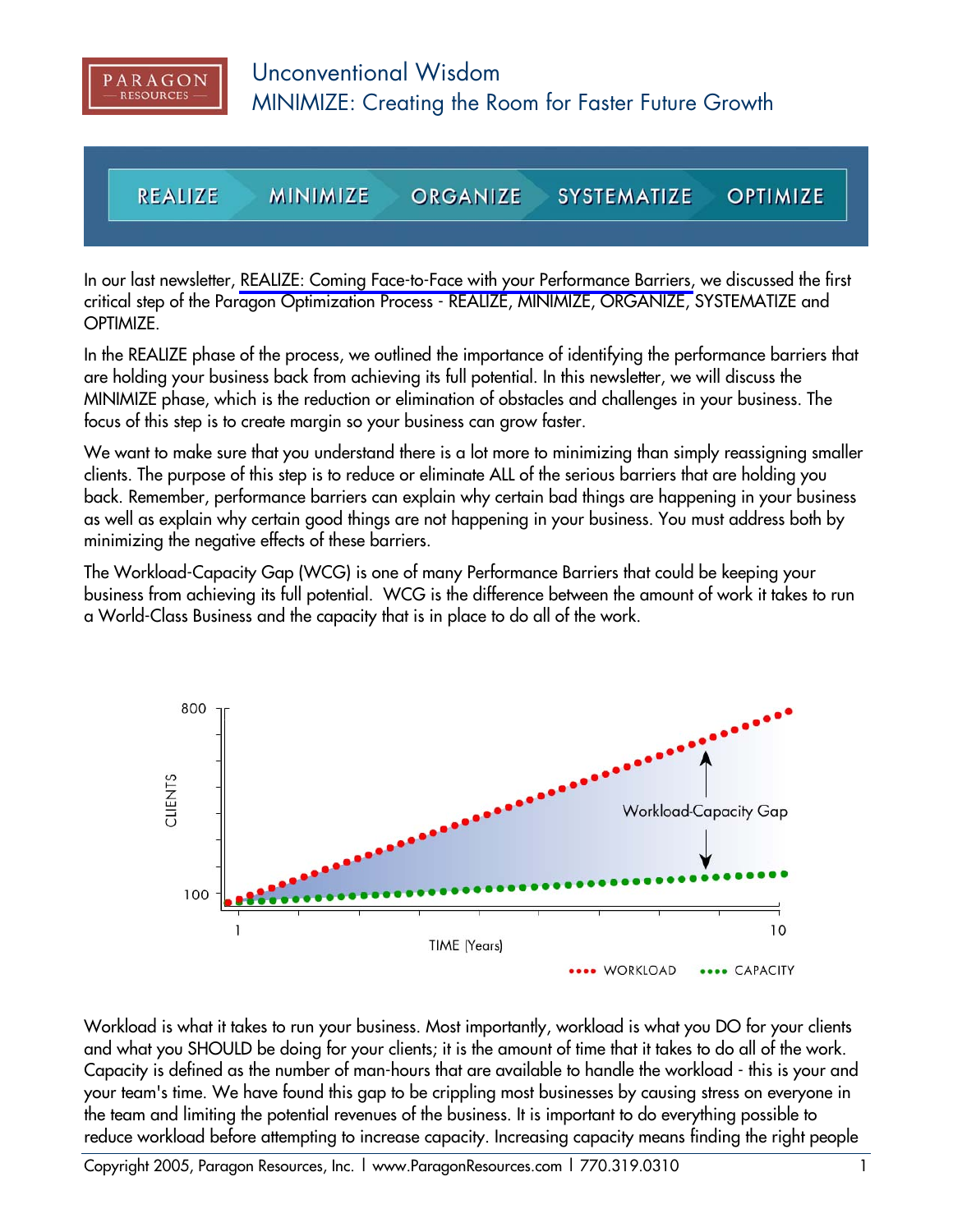# Unconventional Wisdom

## MINIMIZE: Creating the Room for Faster Future Growth

REALIZE — MINIMIZE — ORGANIZE — SYSTEMATIZE — OPTIMIZE

In our last newsletter, REALIZE: Coming Face-to-Face with your Performance Barriers, we discussed the first critical step of the Paragon Optimization Process - REALIZE, MINIMIZE, ORGANIZE, SYSTEMATIZE and OPTIMIZE.

In the REALIZE phase of the process, we outlined the importance of identifying the performance barriers that are holding your business back from achieving its full potential. In this newsletter, we will discuss the MINIMIZE phase, which is the reduction or elimination of obstacles and challenges in your business. The focus of this step is to create margin so your business can grow faster.

We want to make sure that you understand there is a lot more to minimizing than simply reassigning smaller clients. The purpose of this step is to reduce or eliminate ALL of the serious barriers that are holding you back. Remember, performance barriers can explain why certain bad things are happening in your business as well as explain why certain good things are not happening in your business. You must address both by minimizing the negative effects of these barriers.

The Workload-Capacity Gap (WCG) is one of many Performance Barriers that could be keeping your business from achieving its full potential. WCG is the difference between the amount of work it takes to run a World-Class Business and the capacity that is in place to do all of the work.

Workload is what it takes to run your business. Most importantly, workload is what you DO for your clients and what you SHOULD be doing for your clients; it is the amount of time that it takes to do all of the work. Capacity is defined as the number of man-hours that are available to handle the workload - this is your and your team's time. We have found this gap to be crippling most businesses by causing stress on everyone in the team and limiting the potential revenues of the business. It is important to do everything possible to reduce workload before attempting to increase capacity. Increasing capacity means finding the right people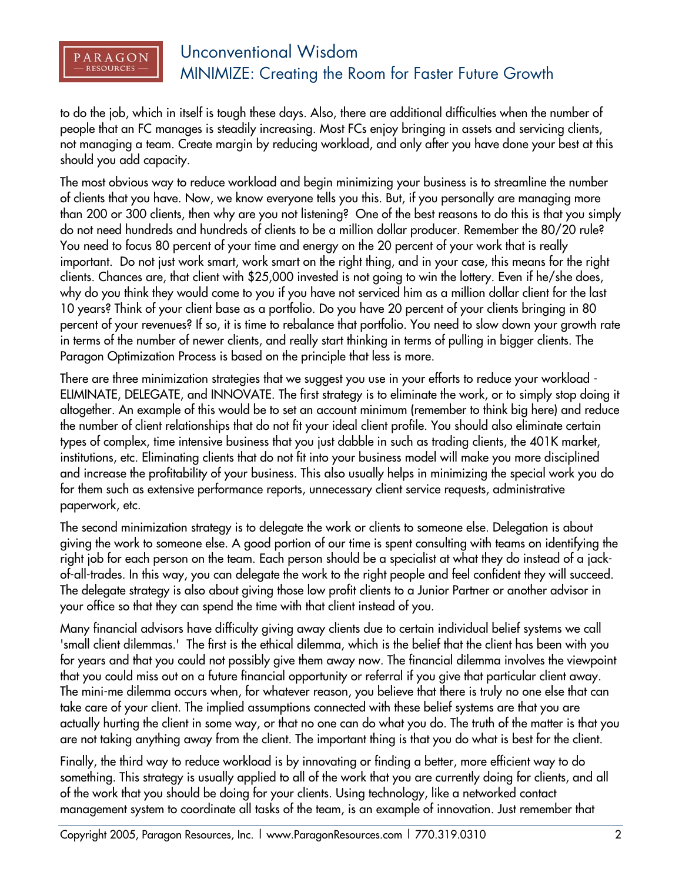to do the job, which in itself is tough these days. Also, there are additional difficulties when the number of people that an FC manages is steadily increasing. Most FCs enjoy bringing in assets and servicing clients, not managing a team. Create margin by reducing workload, and only after you have done your best at this should you add capacity.

The most obvious way to reduce workload and begin minimizing your business is to streamline the number of clients that you have. Now, we know everyone tells you this. But, if you personally are managing more than 200 or 300 clients, then why are you not listening? One of the best reasons to do this is that you simply do not need hundreds and hundreds of clients to be a million dollar producer. Remember the 80/20 rule? You need to focus 80 percent of your time and energy on the 20 percent of your work that is really important. Do not just work smart, work smart on the right thing, and in your case, this means for the right clients. Chances are, that client with $25,000 invested is not going to win the lottery. Even if he/she does, why do you think they would come to you if you have not serviced him as a million dollar client for the last 10 years? Think of your client base as a portfolio. Do you have 20 percent of your clients bringing in 80 percent of your revenues? If so, it is time to rebalance that portfolio. You need to slow down your growth rate in terms of the number of newer clients, and really start thinking in terms of pulling in bigger clients. The Paragon Optimization Process is based on the principle that less is more.

There are three minimization strategies that we suggest you use in your efforts to reduce your workload - ELIMINATE, DELEGATE, and INNOVATE. The first strategy is to eliminate the work, or to simply stop doing it altogether. An example of this would be to set an account minimum (remember to think big here) and reduce the number of client relationships that do not fit your ideal client profile. You should also eliminate certain types of complex, time intensive business that you just dabble in such as trading clients, the 401K market, institutions, etc. Eliminating clients that do not fit into your business model will make you more disciplined and increase the profitability of your business. This also usually helps in minimizing the special work you do for them such as extensive performance reports, unnecessary client service requests, administrative paperwork, etc.

The second minimization strategy is to delegate the work or clients to someone else. Delegation is about giving the work to someone else. A good portion of our time is spent consulting with teams on identifying the right job for each person on the team. Each person should be a specialist at what they do instead of a jack-of-all-trades. In this way, you can delegate the work to the right people and feel confident they will succeed. The delegate strategy is also about giving those low profit clients to a Junior Partner or another advisor in your office so that they can spend the time with that client instead of you.

Many financial advisors have difficulty giving away clients due to certain individual belief systems we call 'small client dilemmas.' The first is the ethical dilemma, which is the belief that the client has been with you for years and that you could not possibly give them away now. The financial dilemma involves the viewpoint that you could miss out on a future financial opportunity or referral if you give that particular client away. The mini-me dilemma occurs when, for whatever reason, you believe that there is truly no one else that can take care of your client. The implied assumptions connected with these belief systems are that you are actually hurting the client in some way, or that no one can do what you do. The truth of the matter is that you are not taking anything away from the client. The important thing is that you do what is best for the client.

Finally, the third way to reduce workload is by innovating or finding a better, more efficient way to do something. This strategy is usually applied to all of the work that you are currently doing for clients, and all of the work that you should be doing for your clients. Using technology, like a networked contact management system to coordinate all tasks of the team, is an example of innovation. Just remember that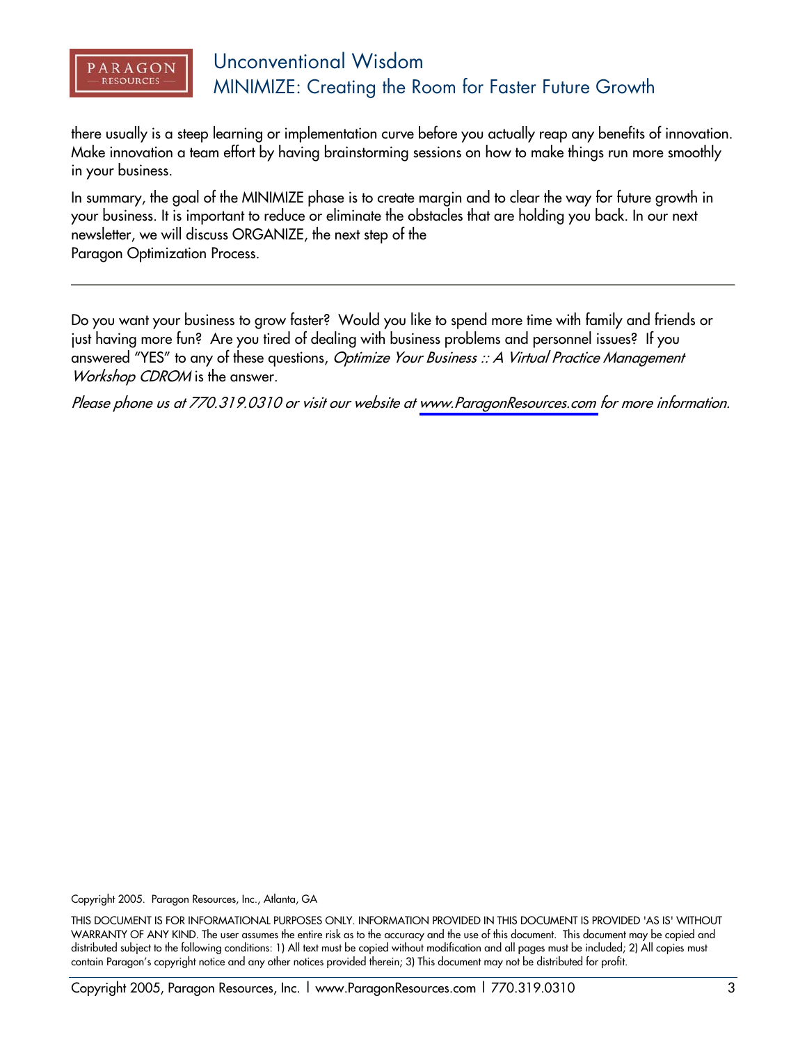there usually is a steep learning or implementation curve before you actually reap any benefits of innovation. Make innovation a team effort by having brainstorming sessions on how to make things run more smoothly in your business.

In summary, the goal of the MINIMIZE phase is to create margin and to clear the way for future growth in your business. It is important to reduce or eliminate the obstacles that are holding you back. In our next newsletter, we will discuss ORGANIZE, the next step of the Paragon Optimization Process.

---

Do you want your business to grow faster? Would you like to spend more time with family and friends or just having more fun? Are you tired of dealing with business problems and personnel issues? If you answered "YES" to any of these questions, *Optimize Your Business :: A Virtual Practice Management Workshop CDROM* is the answer.

*Please phone us at 770.319.0310 or visit our website at www.ParagonResources.com for more information.*

Copyright 2005. Paragon Resources, Inc., Atlanta, GA

THIS DOCUMENT IS FOR INFORMATIONAL PURPOSES ONLY. INFORMATION PROVIDED IN THIS DOCUMENT IS PROVIDED 'AS IS' WITHOUT WARRANTY OF ANY KIND. The user assumes the entire risk as to the accuracy and the use of this document. This document may be copied and distributed subject to the following conditions: 1) All text must be copied without modification and all pages must be included; 2) All copies must contain Paragon's copyright notice and any other notices provided therein; 3) This document may not be distributed for profit.